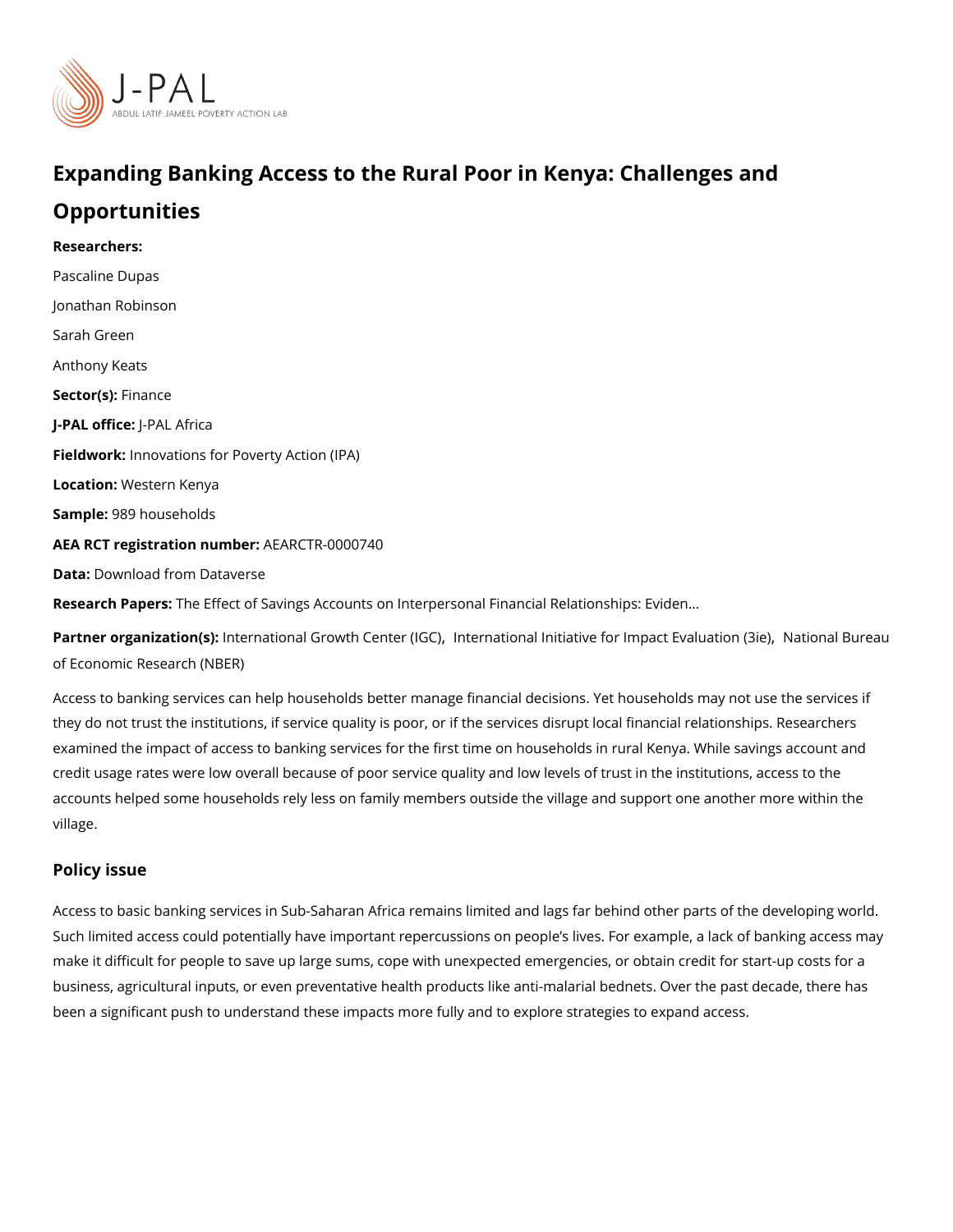# Expanding Banking Access to the Rural Poor in Kenya: Challenges and Opportunities

**Researchers:**

Pascaline Dupas

Jonathan Robinson

Sarah Green

Anthony Keats

**Sector(s):** Finance

**J-PAL office:** J-PAL Africa

**Fieldwork:** Innovations for Poverty Action (IPA)

**Location:** Western Kenya

**Sample:** 989 households

**AEA RCT registration number:** AEARCTR-0000740

**Data:** Download from Dataverse

**Research Papers:** The Effect of Savings Accounts on Interpersonal Financial Relationships: Eviden...

**Partner organization(s):** International Growth Center (IGC), International Initiative for Impact Evaluation (3ie), National Bureau of Economic Research (NBER)

Access to banking services can help households better manage financial decisions. Yet households may not use the services if they do not trust the institutions, if service quality is poor, or if the services disrupt local financial relationships. Researchers examined the impact of access to banking services for the first time on households in rural Kenya. While savings account and credit usage rates were low overall because of poor service quality and low levels of trust in the institutions, access to the accounts helped some households rely less on family members outside the village and support one another more within the village.

## Policy issue

Access to basic banking services in Sub-Saharan Africa remains limited and lags far behind other parts of the developing world. Such limited access could potentially have important repercussions on people's lives. For example, a lack of banking access may make it difficult for people to save up large sums, cope with unexpected emergencies, or obtain credit for start-up costs for a business, agricultural inputs, or even preventative health products like anti-malarial bednets. Over the past decade, there has been a significant push to understand these impacts more fully and to explore strategies to expand access.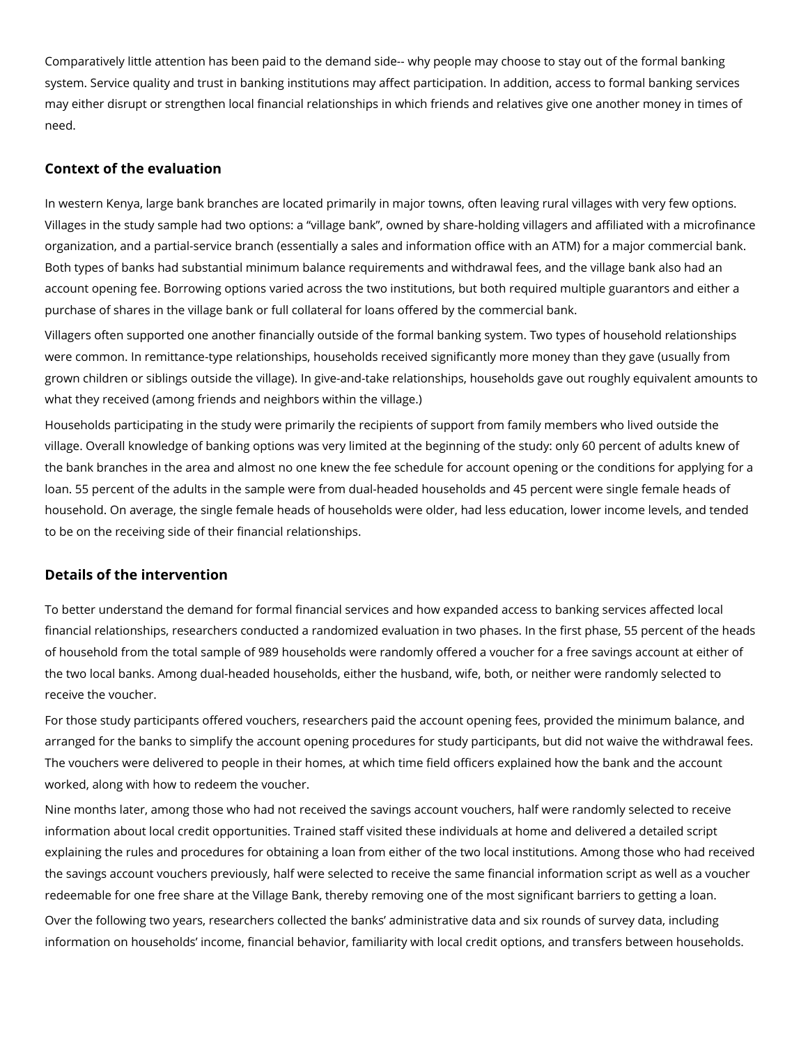Comparatively little attention has been paid to the demand side-- why people may choose to stay out of the formal banking system. Service quality and trust in banking institutions may affect participation. In addition, access to formal banking services may either disrupt or strengthen local financial relationships in which friends and relatives give one another money in times of need.

## Context of the evaluation

In western Kenya, large bank branches are located primarily in major towns, often leaving rural villages with very few options. Villages in the study sample had two options: a "village bank", owned by share-holding villagers and affiliated with a microfinance organization, and a partial-service branch (essentially a sales and information office with an ATM) for a major commercial bank. Both types of banks had substantial minimum balance requirements and withdrawal fees, and the village bank also had an account opening fee. Borrowing options varied across the two institutions, but both required multiple guarantors and either a purchase of shares in the village bank or full collateral for loans offered by the commercial bank.

Villagers often supported one another financially outside of the formal banking system. Two types of household relationships were common. In remittance-type relationships, households received significantly more money than they gave (usually from grown children or siblings outside the village). In give-and-take relationships, households gave out roughly equivalent amounts to what they received (among friends and neighbors within the village.)

Households participating in the study were primarily the recipients of support from family members who lived outside the village. Overall knowledge of banking options was very limited at the beginning of the study: only 60 percent of adults knew of the bank branches in the area and almost no one knew the fee schedule for account opening or the conditions for applying for a loan. 55 percent of the adults in the sample were from dual-headed households and 45 percent were single female heads of household. On average, the single female heads of households were older, had less education, lower income levels, and tended to be on the receiving side of their financial relationships.

## Details of the intervention

To better understand the demand for formal financial services and how expanded access to banking services affected local financial relationships, researchers conducted a randomized evaluation in two phases. In the first phase, 55 percent of the heads of household from the total sample of 989 households were randomly offered a voucher for a free savings account at either of the two local banks. Among dual-headed households, either the husband, wife, both, or neither were randomly selected to receive the voucher.

For those study participants offered vouchers, researchers paid the account opening fees, provided the minimum balance, and arranged for the banks to simplify the account opening procedures for study participants, but did not waive the withdrawal fees. The vouchers were delivered to people in their homes, at which time field officers explained how the bank and the account worked, along with how to redeem the voucher.

Nine months later, among those who had not received the savings account vouchers, half were randomly selected to receive information about local credit opportunities. Trained staff visited these individuals at home and delivered a detailed script explaining the rules and procedures for obtaining a loan from either of the two local institutions. Among those who had received the savings account vouchers previously, half were selected to receive the same financial information script as well as a voucher redeemable for one free share at the Village Bank, thereby removing one of the most significant barriers to getting a loan.

Over the following two years, researchers collected the banks' administrative data and six rounds of survey data, including information on households' income, financial behavior, familiarity with local credit options, and transfers between households.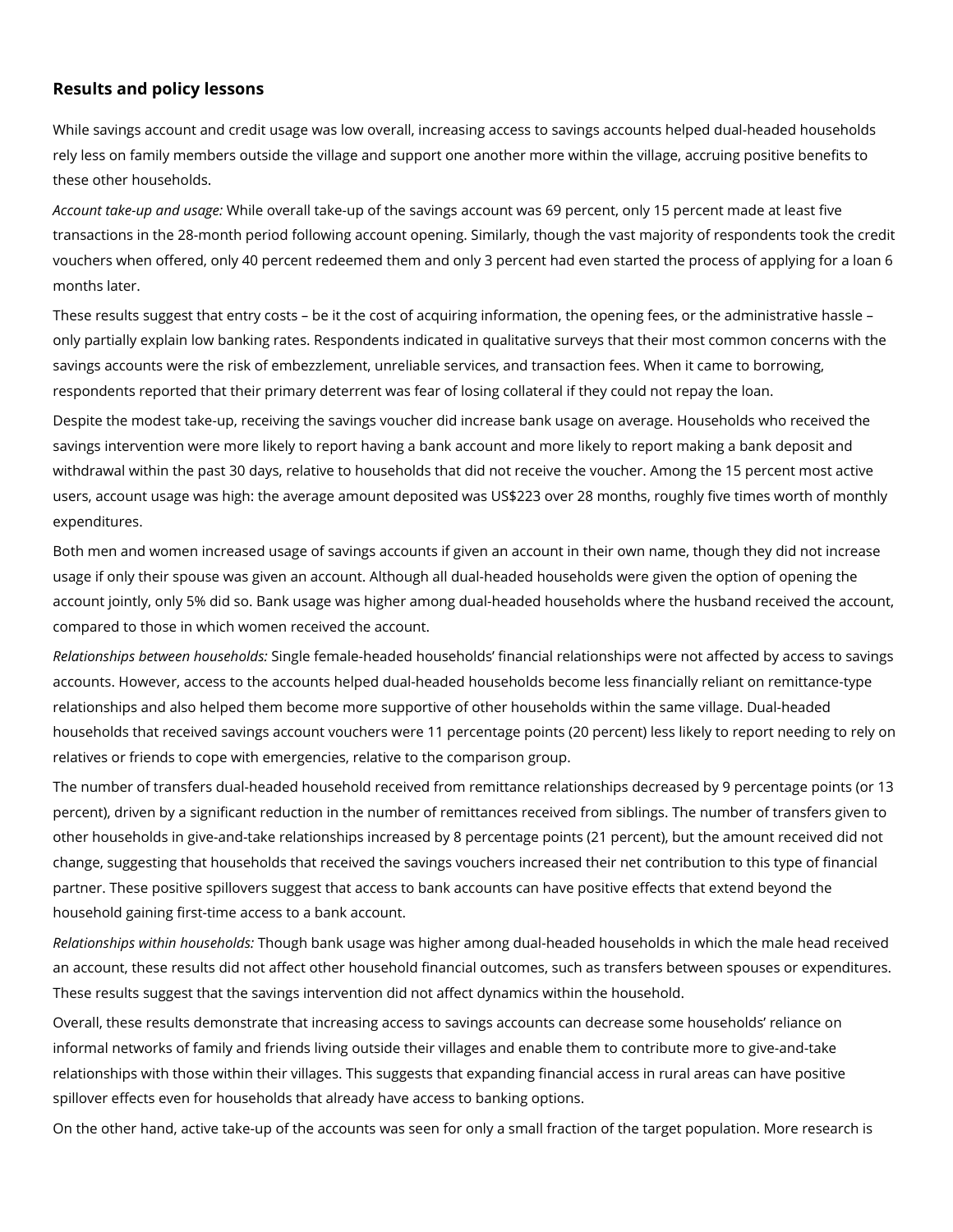## Results and policy lessons

While savings account and credit usage was low overall, increasing access to savings accounts helped dual-headed households rely less on family members outside the village and support one another more within the village, accruing positive benefits to these other households.

*Account take-up and usage:* While overall take-up of the savings account was 69 percent, only 15 percent made at least five transactions in the 28-month period following account opening. Similarly, though the vast majority of respondents took the credit vouchers when offered, only 40 percent redeemed them and only 3 percent had even started the process of applying for a loan 6 months later.

These results suggest that entry costs – be it the cost of acquiring information, the opening fees, or the administrative hassle – only partially explain low banking rates. Respondents indicated in qualitative surveys that their most common concerns with the savings accounts were the risk of embezzlement, unreliable services, and transaction fees. When it came to borrowing, respondents reported that their primary deterrent was fear of losing collateral if they could not repay the loan.

Despite the modest take-up, receiving the savings voucher did increase bank usage on average. Households who received the savings intervention were more likely to report having a bank account and more likely to report making a bank deposit and withdrawal within the past 30 days, relative to households that did not receive the voucher. Among the 15 percent most active users, account usage was high: the average amount deposited was US$223 over 28 months, roughly five times worth of monthly expenditures.

Both men and women increased usage of savings accounts if given an account in their own name, though they did not increase usage if only their spouse was given an account. Although all dual-headed households were given the option of opening the account jointly, only 5% did so. Bank usage was higher among dual-headed households where the husband received the account, compared to those in which women received the account.

*Relationships between households:* Single female-headed households' financial relationships were not affected by access to savings accounts. However, access to the accounts helped dual-headed households become less financially reliant on remittance-type relationships and also helped them become more supportive of other households within the same village. Dual-headed households that received savings account vouchers were 11 percentage points (20 percent) less likely to report needing to rely on relatives or friends to cope with emergencies, relative to the comparison group.

The number of transfers dual-headed household received from remittance relationships decreased by 9 percentage points (or 13 percent), driven by a significant reduction in the number of remittances received from siblings. The number of transfers given to other households in give-and-take relationships increased by 8 percentage points (21 percent), but the amount received did not change, suggesting that households that received the savings vouchers increased their net contribution to this type of financial partner. These positive spillovers suggest that access to bank accounts can have positive effects that extend beyond the household gaining first-time access to a bank account.

*Relationships within households:* Though bank usage was higher among dual-headed households in which the male head received an account, these results did not affect other household financial outcomes, such as transfers between spouses or expenditures. These results suggest that the savings intervention did not affect dynamics within the household.

Overall, these results demonstrate that increasing access to savings accounts can decrease some households' reliance on informal networks of family and friends living outside their villages and enable them to contribute more to give-and-take relationships with those within their villages. This suggests that expanding financial access in rural areas can have positive spillover effects even for households that already have access to banking options.

On the other hand, active take-up of the accounts was seen for only a small fraction of the target population. More research is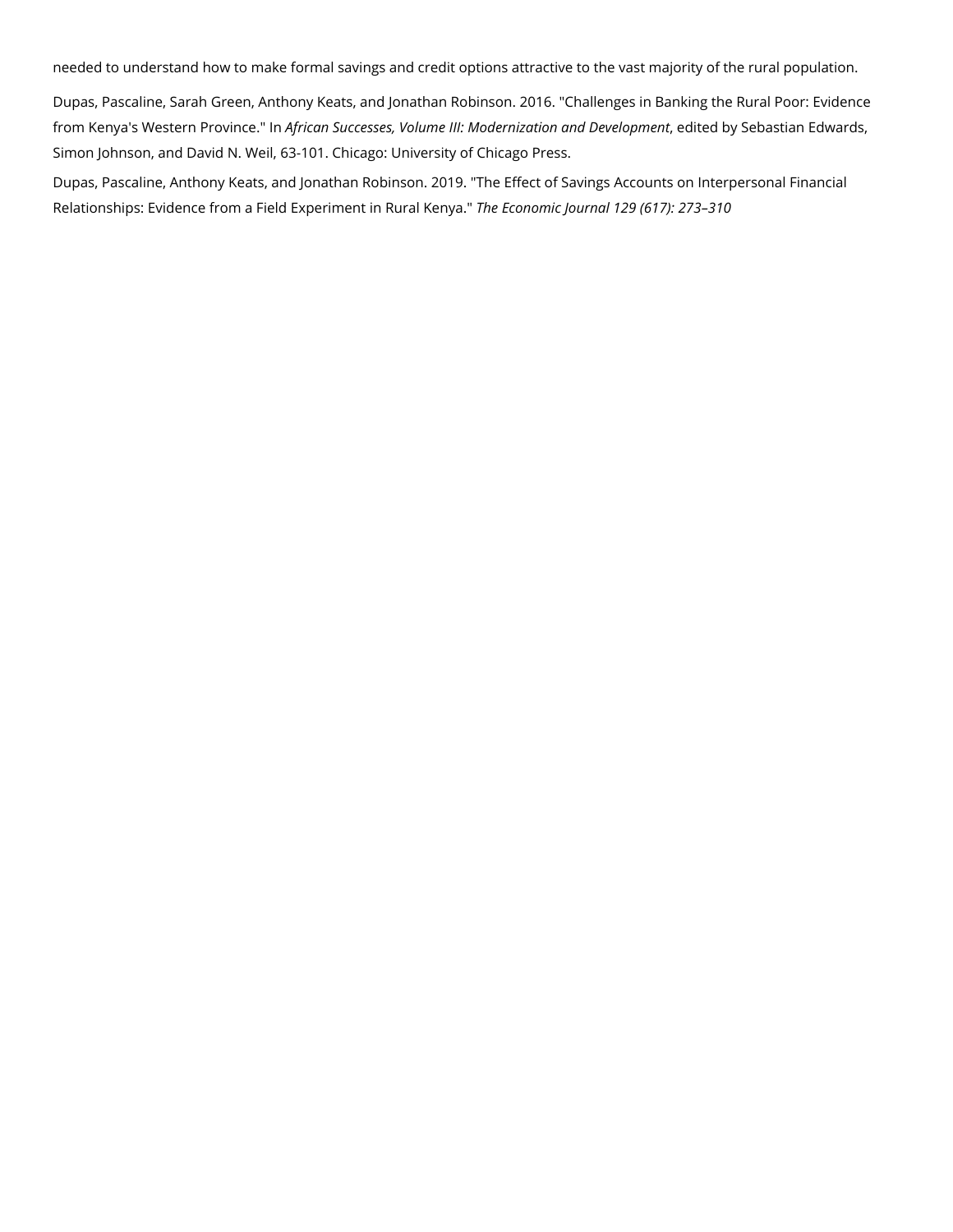needed to understand how to make formal savings and credit options attractive to the vast majority of the rural population.

Dupas, Pascaline, Sarah Green, Anthony Keats, and Jonathan Robinson. 2016. "Challenges in Banking the Rural Poor: Evidence from Kenya's Western Province." In *African Successes, Volume III: Modernization and Development*, edited by Sebastian Edwards, Simon Johnson, and David N. Weil, 63-101. Chicago: University of Chicago Press.

Dupas, Pascaline, Anthony Keats, and Jonathan Robinson. 2019. "The Effect of Savings Accounts on Interpersonal Financial Relationships: Evidence from a Field Experiment in Rural Kenya." *The Economic Journal 129 (617): 273–310*